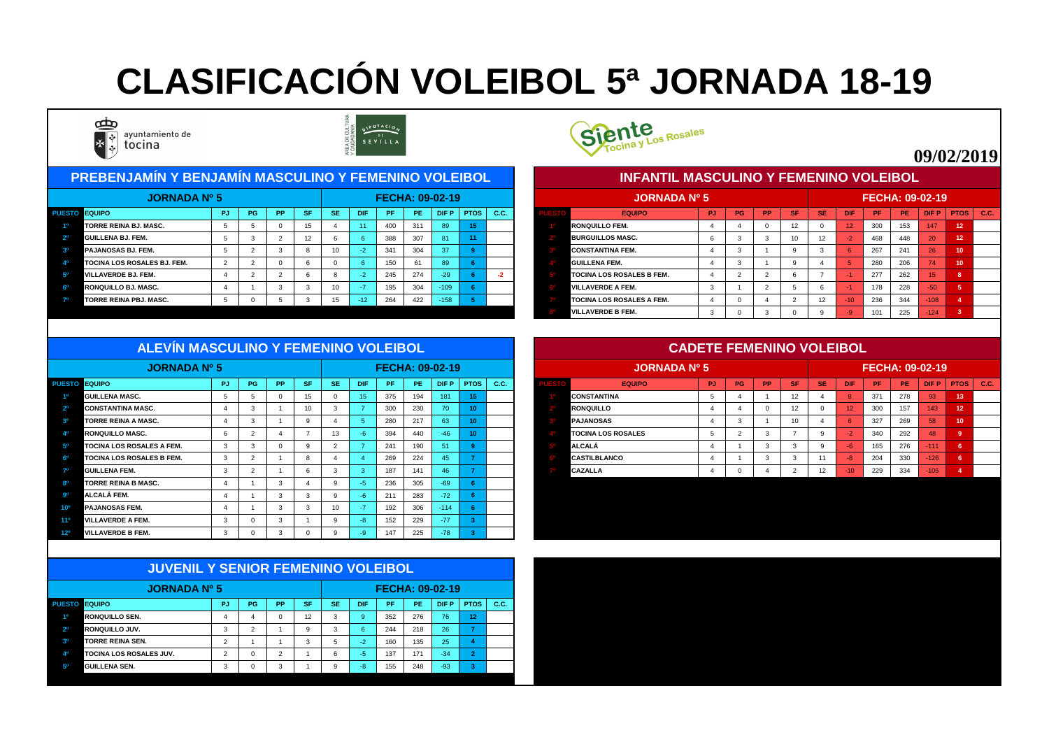# CLASIFICACIÓN VOLEIBOL 5ª JORNADA 18-19

ayuntamiento de tocina

**09/02/2019**

## PREBENJAMÍN Y BENJAMÍN MASCULINO Y FEMENINO VOLEIBOL

JORNADA Nº 5 — FECHA: 09-02-19

| PUESTO | EQUIPO | PJ | PG | PP | SF | SE | DIF | PF | PE | DIF P | PTOS | C.C. |
|---|---|---|---|---|---|---|---|---|---|---|---|---|
| 1º | TORRE REINA BJ. MASC. | 5 | 5 | 0 | 15 | 4 | 11 | 400 | 311 | 89 | 15 | |
| 2º | GUILLENA BJ. FEM. | 5 | 3 | 2 | 12 | 6 | 6 | 388 | 307 | 81 | 11 | |
| 3º | PAJANOSAS BJ. FEM. | 5 | 2 | 3 | 8 | 10 | -2 | 341 | 304 | 37 | 9 | |
| 4º | TOCINA LOS ROSALES BJ. FEM. | 2 | 2 | 0 | 6 | 0 | 6 | 150 | 61 | 89 | 6 | |
| 5º | VILLAVERDE BJ. FEM. | 4 | 2 | 2 | 6 | 8 | -2 | 245 | 274 | -29 | 6 | -2 |
| 6º | RONQUILLO BJ. MASC. | 4 | 1 | 3 | 3 | 10 | -7 | 195 | 304 | -109 | 6 | |
| 7º | TORRE REINA PBJ. MASC. | 5 | 0 | 5 | 3 | 15 | -12 | 264 | 422 | -158 | 5 | |

## INFANTIL MASCULINO Y FEMENINO VOLEIBOL

JORNADA Nº 5 — FECHA: 09-02-19

| PUESTO | EQUIPO | PJ | PG | PP | SF | SE | DIF | PF | PE | DIF P | PTOS | C.C. |
|---|---|---|---|---|---|---|---|---|---|---|---|---|
| 1º | RONQUILLO FEM. | 4 | 4 | 0 | 12 | 0 | 12 | 300 | 153 | 147 | 12 | |
| 2º | BURGUILLOS MASC. | 6 | 3 | 3 | 10 | 12 | -2 | 468 | 448 | 20 | 12 | |
| 3º | CONSTANTINA FEM. | 4 | 3 | 1 | 9 | 3 | 6 | 267 | 241 | 26 | 10 | |
| 4º | GUILLENA FEM. | 4 | 3 | 1 | 9 | 4 | 5 | 280 | 206 | 74 | 10 | |
| 5º | TOCINA LOS ROSALES B FEM. | 4 | 2 | 2 | 6 | 7 | -1 | 277 | 262 | 15 | 8 | |
| 6º | VILLAVERDE A FEM. | 3 | 1 | 2 | 5 | 6 | -1 | 178 | 228 | -50 | 5 | |
| 7º | TOCINA LOS ROSALES A FEM. | 4 | 0 | 4 | 2 | 12 | -10 | 236 | 344 | -108 | 4 | |
| 8º | VILLAVERDE B FEM. | 3 | 0 | 3 | 0 | 9 | -9 | 101 | 225 | -124 | 3 | |

## ALEVÍN MASCULINO Y FEMENINO VOLEIBOL

JORNADA Nº 5 — FECHA: 09-02-19

| PUESTO | EQUIPO | PJ | PG | PP | SF | SE | DIF | PF | PE | DIF P | PTOS | C.C. |
|---|---|---|---|---|---|---|---|---|---|---|---|---|
| 1º | GUILLENA MASC. | 5 | 5 | 0 | 15 | 0 | 15 | 375 | 194 | 181 | 15 | |
| 2º | CONSTANTINA MASC. | 4 | 3 | 1 | 10 | 3 | 7 | 300 | 230 | 70 | 10 | |
| 3º | TORRE REINA A MASC. | 4 | 3 | 1 | 9 | 4 | 5 | 280 | 217 | 63 | 10 | |
| 4º | RONQUILLO MASC. | 6 | 2 | 4 | 7 | 13 | -6 | 394 | 440 | -46 | 10 | |
| 5º | TOCINA LOS ROSALES A FEM. | 3 | 3 | 0 | 9 | 2 | 7 | 241 | 190 | 51 | 9 | |
| 6º | TOCINA LOS ROSALES B FEM. | 3 | 2 | 1 | 8 | 4 | 4 | 269 | 224 | 45 | 7 | |
| 7º | GUILLENA FEM. | 3 | 2 | 1 | 6 | 3 | 3 | 187 | 141 | 46 | 7 | |
| 8º | TORRE REINA B MASC. | 4 | 1 | 3 | 4 | 9 | -5 | 236 | 305 | -69 | 6 | |
| 9º | ALCALÁ FEM. | 4 | 1 | 3 | 3 | 9 | -6 | 211 | 283 | -72 | 6 | |
| 10º | PAJANOSAS FEM. | 4 | 1 | 3 | 3 | 10 | -7 | 192 | 306 | -114 | 6 | |
| 11º | VILLAVERDE A FEM. | 3 | 0 | 3 | 1 | 9 | -8 | 152 | 229 | -77 | 3 | |
| 12º | VILLAVERDE B FEM. | 3 | 0 | 3 | 0 | 9 | -9 | 147 | 225 | -78 | 3 | |

## CADETE FEMENINO VOLEIBOL

JORNADA Nº 5 — FECHA: 09-02-19

| PUESTO | EQUIPO | PJ | PG | PP | SF | SE | DIF | PF | PE | DIF P | PTOS | C.C. |
|---|---|---|---|---|---|---|---|---|---|---|---|---|
| 1º | CONSTANTINA | 5 | 4 | 1 | 12 | 4 | 8 | 371 | 278 | 93 | 13 | |
| 2º | RONQUILLO | 4 | 4 | 0 | 12 | 0 | 12 | 300 | 157 | 143 | 12 | |
| 3º | PAJANOSAS | 4 | 3 | 1 | 10 | 4 | 6 | 327 | 269 | 58 | 10 | |
| 4º | TOCINA LOS ROSALES | 5 | 2 | 3 | 7 | 9 | -2 | 340 | 292 | 48 | 9 | |
| 5º | ALCALÁ | 4 | 1 | 3 | 3 | 9 | -6 | 165 | 276 | -111 | 6 | |
| 6º | CASTILBLANCO | 4 | 1 | 3 | 3 | 11 | -8 | 204 | 330 | -126 | 6 | |
| 7º | CAZALLA | 4 | 0 | 4 | 2 | 12 | -10 | 229 | 334 | -105 | 4 | |

## JUVENIL Y SENIOR FEMENINO VOLEIBOL

JORNADA Nº 5 — FECHA: 09-02-19

| PUESTO | EQUIPO | PJ | PG | PP | SF | SE | DIF | PF | PE | DIF P | PTOS | C.C. |
|---|---|---|---|---|---|---|---|---|---|---|---|---|
| 1º | RONQUILLO SEN. | 4 | 4 | 0 | 12 | 3 | 9 | 352 | 276 | 76 | 12 | |
| 2º | RONQUILLO JUV. | 3 | 2 | 1 | 9 | 3 | 6 | 244 | 218 | 26 | 7 | |
| 3º | TORRE REINA SEN. | 2 | 1 | 1 | 3 | 5 | -2 | 160 | 135 | 25 | 4 | |
| 4º | TOCINA LOS ROSALES JUV. | 2 | 0 | 2 | 1 | 6 | -5 | 137 | 171 | -34 | 2 | |
| 5º | GUILLENA SEN. | 3 | 0 | 3 | 1 | 9 | -8 | 155 | 248 | -93 | 3 | |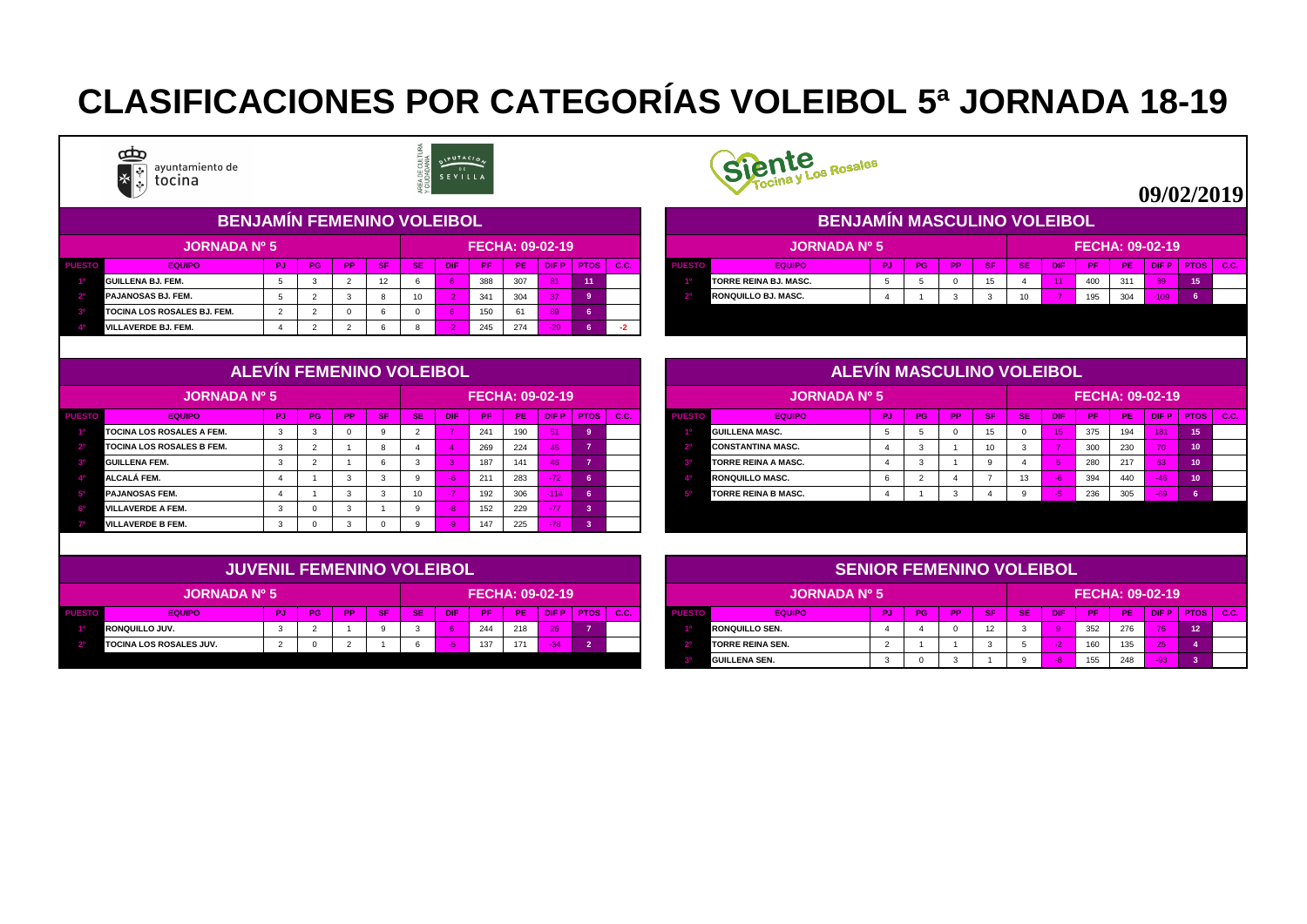# CLASIFICACIONES POR CATEGORÍAS VOLEIBOL 5ª JORNADA 18-19

ayuntamiento de tocina

ÁREA DE CULTURA Y CIUDADANÍA DIPUTACIÓN DE SEVILLA

Siente Tocina y Los Rosales

09/02/2019

## BENJAMÍN FEMENINO VOLEIBOL

JORNADA Nº 5 — FECHA: 09-02-19

| PUESTO | EQUIPO | PJ | PG | PP | SF | SE | DIF | PF | PE | DIF P | PTOS | C.C. |
|---|---|---|---|---|---|---|---|---|---|---|---|---|
| 1º | GUILLENA BJ. FEM. | 5 | 3 | 2 | 12 | 6 | 6 | 388 | 307 | 81 | 11 | |
| 2º | PAJANOSAS BJ. FEM. | 5 | 2 | 3 | 8 | 10 | -2 | 341 | 304 | 37 | 9 | |
| 3º | TOCINA LOS ROSALES BJ. FEM. | 2 | 2 | 0 | 6 | 0 | 6 | 150 | 61 | 89 | 6 | |
| 4º | VILLAVERDE BJ. FEM. | 4 | 2 | 2 | 6 | 8 | -2 | 245 | 274 | -29 | 6 | -2 |

## BENJAMÍN MASCULINO VOLEIBOL

JORNADA Nº 5 — FECHA: 09-02-19

| PUESTO | EQUIPO | PJ | PG | PP | SF | SE | DIF | PF | PE | DIF P | PTOS | C.C. |
|---|---|---|---|---|---|---|---|---|---|---|---|---|
| 1º | TORRE REINA BJ. MASC. | 5 | 5 | 0 | 15 | 4 | 11 | 400 | 311 | 89 | 15 | |
| 2º | RONQUILLO BJ. MASC. | 4 | 1 | 3 | 3 | 10 | -7 | 195 | 304 | -109 | 6 | |

## ALEVÍN FEMENINO VOLEIBOL

JORNADA Nº 5 — FECHA: 09-02-19

| PUESTO | EQUIPO | PJ | PG | PP | SF | SE | DIF | PF | PE | DIF P | PTOS | C.C. |
|---|---|---|---|---|---|---|---|---|---|---|---|---|
| 1º | TOCINA LOS ROSALES A FEM. | 3 | 3 | 0 | 9 | 2 | 7 | 241 | 190 | 51 | 9 | |
| 2º | TOCINA LOS ROSALES B FEM. | 3 | 2 | 1 | 8 | 4 | 4 | 269 | 224 | 45 | 7 | |
| 3º | GUILLENA FEM. | 3 | 2 | 1 | 6 | 3 | 3 | 187 | 141 | 46 | 7 | |
| 4º | ALCALÁ FEM. | 4 | 1 | 3 | 3 | 9 | -6 | 211 | 283 | -72 | 6 | |
| 5º | PAJANOSAS FEM. | 4 | 1 | 3 | 3 | 10 | -7 | 192 | 306 | -114 | 6 | |
| 6º | VILLAVERDE A FEM. | 3 | 0 | 3 | 1 | 9 | -8 | 152 | 229 | -77 | 3 | |
| 7º | VILLAVERDE B FEM. | 3 | 0 | 3 | 0 | 9 | -9 | 147 | 225 | -78 | 3 | |

## ALEVÍN MASCULINO VOLEIBOL

JORNADA Nº 5 — FECHA: 09-02-19

| PUESTO | EQUIPO | PJ | PG | PP | SF | SE | DIF | PF | PE | DIF P | PTOS | C.C. |
|---|---|---|---|---|---|---|---|---|---|---|---|---|
| 1º | GUILLENA MASC. | 5 | 5 | 0 | 15 | 0 | 15 | 375 | 194 | 181 | 15 | |
| 2º | CONSTANTINA MASC. | 4 | 3 | 1 | 10 | 3 | 7 | 300 | 230 | 70 | 10 | |
| 3º | TORRE REINA A MASC. | 4 | 3 | 1 | 9 | 4 | 5 | 280 | 217 | 63 | 10 | |
| 4º | RONQUILLO MASC. | 6 | 2 | 4 | 7 | 13 | -6 | 394 | 440 | -46 | 10 | |
| 5º | TORRE REINA B MASC. | 4 | 1 | 3 | 4 | 9 | -5 | 236 | 305 | -69 | 6 | |

## JUVENIL FEMENINO VOLEIBOL

JORNADA Nº 5 — FECHA: 09-02-19

| PUESTO | EQUIPO | PJ | PG | PP | SF | SE | DIF | PF | PE | DIF P | PTOS | C.C. |
|---|---|---|---|---|---|---|---|---|---|---|---|---|
| 1º | RONQUILLO JUV. | 3 | 2 | 1 | 9 | 3 | 6 | 244 | 218 | 26 | 7 | |
| 2º | TOCINA LOS ROSALES JUV. | 2 | 0 | 2 | 1 | 6 | -5 | 137 | 171 | -34 | 2 | |

## SENIOR FEMENINO VOLEIBOL

JORNADA Nº 5 — FECHA: 09-02-19

| PUESTO | EQUIPO | PJ | PG | PP | SF | SE | DIF | PF | PE | DIF P | PTOS | C.C. |
|---|---|---|---|---|---|---|---|---|---|---|---|---|
| 1º | RONQUILLO SEN. | 4 | 4 | 0 | 12 | 3 | 9 | 352 | 276 | 76 | 12 | |
| 2º | TORRE REINA SEN. | 2 | 1 | 1 | 3 | 5 | -2 | 160 | 135 | 25 | 4 | |
| 3º | GUILLENA SEN. | 3 | 0 | 3 | 1 | 9 | -8 | 155 | 248 | -93 | 3 | |